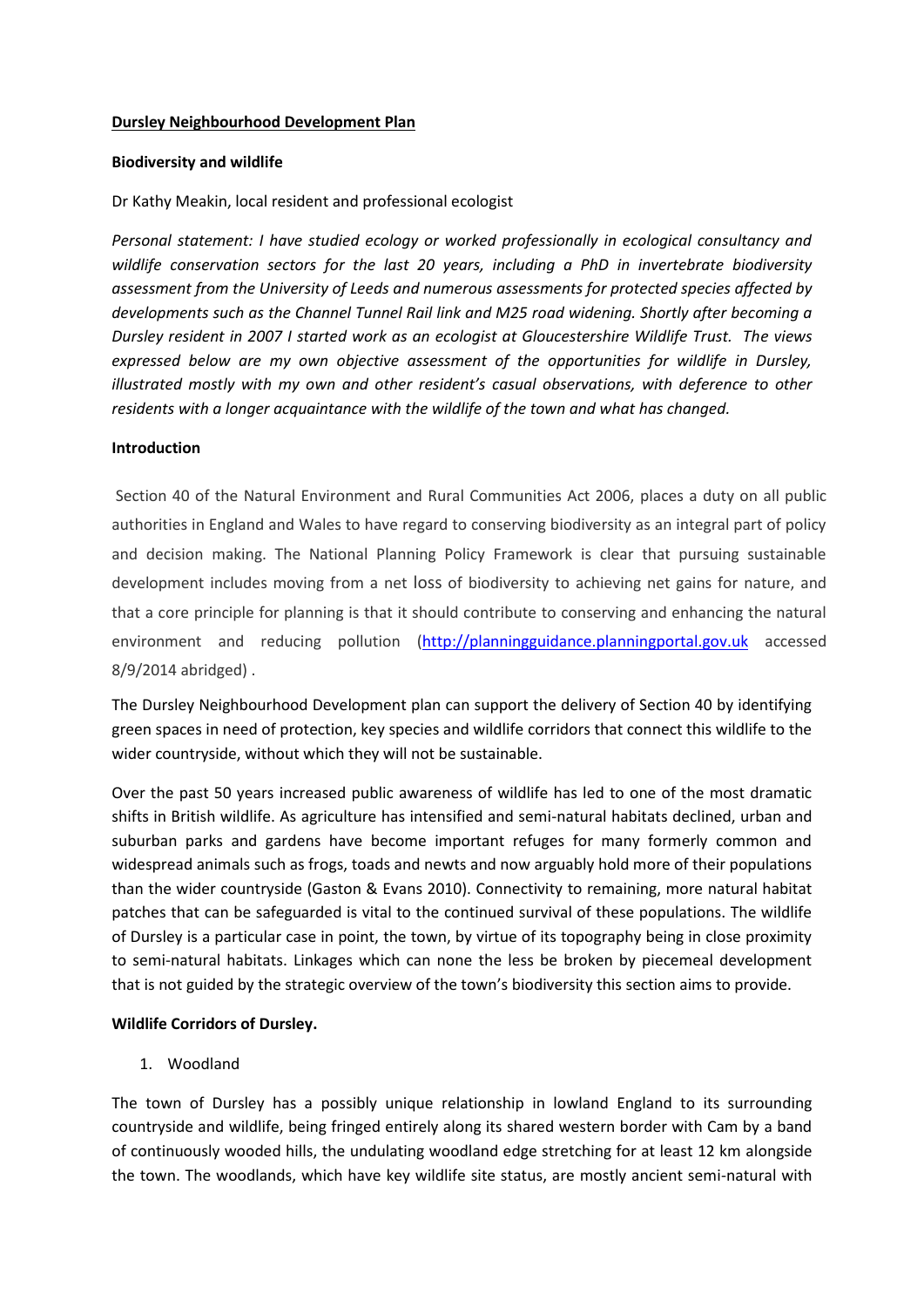**Dursley Neighbourhood Development Plan**

**Biodiversity and wildlife**

Dr Kathy Meakin, local resident and professional ecologist

*Personal statement: I have studied ecology or worked professionally in ecological consultancy and wildlife conservation sectors for the last 20 years, including a PhD in invertebrate biodiversity assessment from the University of Leeds and numerous assessments for protected species affected by developments such as the Channel Tunnel Rail link and M25 road widening. Shortly after becoming a Dursley resident in 2007 I started work as an ecologist at Gloucestershire Wildlife Trust. The views expressed below are my own objective assessment of the opportunities for wildlife in Dursley, illustrated mostly with my own and other resident's casual observations, with deference to other residents with a longer acquaintance with the wildlife of the town and what has changed.*

**Introduction**

Section 40 of the Natural Environment and Rural Communities Act 2006, places a duty on all public authorities in England and Wales to have regard to conserving biodiversity as an integral part of policy and decision making. The National Planning Policy Framework is clear that pursuing sustainable development includes moving from a net loss of biodiversity to achieving net gains for nature, and that a core principle for planning is that it should contribute to conserving and enhancing the natural environment and reducing pollution ([http://planningguidance.planningportal.gov.uk](http://planningguidance.planningportal.gov.uk) accessed 8/9/2014 abridged) .

The Dursley Neighbourhood Development plan can support the delivery of Section 40 by identifying green spaces in need of protection, key species and wildlife corridors that connect this wildlife to the wider countryside, without which they will not be sustainable.

Over the past 50 years increased public awareness of wildlife has led to one of the most dramatic shifts in British wildlife. As agriculture has intensified and semi-natural habitats declined, urban and suburban parks and gardens have become important refuges for many formerly common and widespread animals such as frogs, toads and newts and now arguably hold more of their populations than the wider countryside (Gaston & Evans 2010). Connectivity to remaining, more natural habitat patches that can be safeguarded is vital to the continued survival of these populations. The wildlife of Dursley is a particular case in point, the town, by virtue of its topography being in close proximity to semi-natural habitats. Linkages which can none the less be broken by piecemeal development that is not guided by the strategic overview of the town's biodiversity this section aims to provide.

**Wildlife Corridors of Dursley.**

1. Woodland

The town of Dursley has a possibly unique relationship in lowland England to its surrounding countryside and wildlife, being fringed entirely along its shared western border with Cam by a band of continuously wooded hills, the undulating woodland edge stretching for at least 12 km alongside the town. The woodlands, which have key wildlife site status, are mostly ancient semi-natural with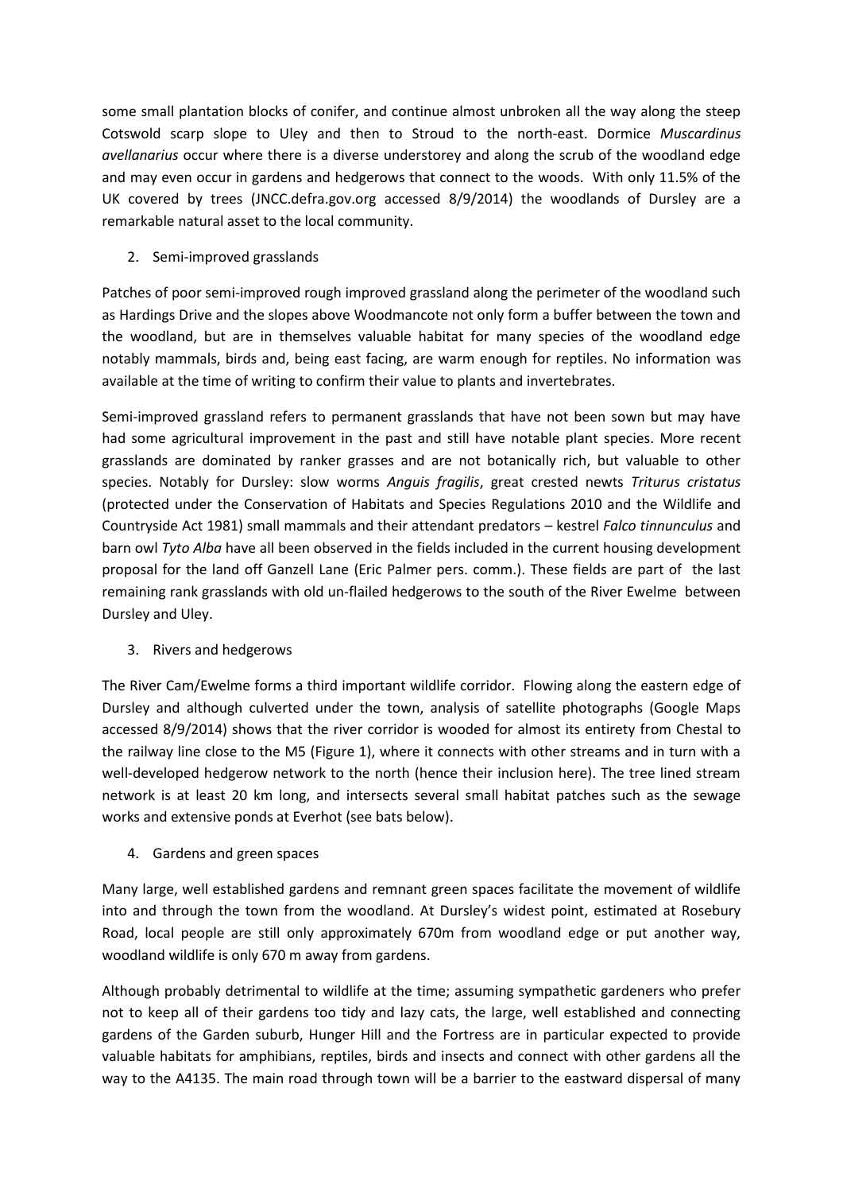some small plantation blocks of conifer, and continue almost unbroken all the way along the steep Cotswold scarp slope to Uley and then to Stroud to the north-east. Dormice *Muscardinus avellanarius* occur where there is a diverse understorey and along the scrub of the woodland edge and may even occur in gardens and hedgerows that connect to the woods. With only 11.5% of the UK covered by trees (JNCC.defra.gov.org accessed 8/9/2014) the woodlands of Dursley are a remarkable natural asset to the local community.

2. Semi-improved grasslands

Patches of poor semi-improved rough improved grassland along the perimeter of the woodland such as Hardings Drive and the slopes above Woodmancote not only form a buffer between the town and the woodland, but are in themselves valuable habitat for many species of the woodland edge notably mammals, birds and, being east facing, are warm enough for reptiles. No information was available at the time of writing to confirm their value to plants and invertebrates.

Semi-improved grassland refers to permanent grasslands that have not been sown but may have had some agricultural improvement in the past and still have notable plant species. More recent grasslands are dominated by ranker grasses and are not botanically rich, but valuable to other species. Notably for Dursley: slow worms *Anguis fragilis*, great crested newts *Triturus cristatus* (protected under the Conservation of Habitats and Species Regulations 2010 and the Wildlife and Countryside Act 1981) small mammals and their attendant predators – kestrel *Falco tinnunculus* and barn owl *Tyto Alba* have all been observed in the fields included in the current housing development proposal for the land off Ganzell Lane (Eric Palmer pers. comm.). These fields are part of the last remaining rank grasslands with old un-flailed hedgerows to the south of the River Ewelme between Dursley and Uley.

3. Rivers and hedgerows

The River Cam/Ewelme forms a third important wildlife corridor. Flowing along the eastern edge of Dursley and although culverted under the town, analysis of satellite photographs (Google Maps accessed 8/9/2014) shows that the river corridor is wooded for almost its entirety from Chestal to the railway line close to the M5 (Figure 1), where it connects with other streams and in turn with a well-developed hedgerow network to the north (hence their inclusion here). The tree lined stream network is at least 20 km long, and intersects several small habitat patches such as the sewage works and extensive ponds at Everhot (see bats below).

4. Gardens and green spaces

Many large, well established gardens and remnant green spaces facilitate the movement of wildlife into and through the town from the woodland. At Dursley's widest point, estimated at Rosebury Road, local people are still only approximately 670m from woodland edge or put another way, woodland wildlife is only 670 m away from gardens.

Although probably detrimental to wildlife at the time; assuming sympathetic gardeners who prefer not to keep all of their gardens too tidy and lazy cats, the large, well established and connecting gardens of the Garden suburb, Hunger Hill and the Fortress are in particular expected to provide valuable habitats for amphibians, reptiles, birds and insects and connect with other gardens all the way to the A4135. The main road through town will be a barrier to the eastward dispersal of many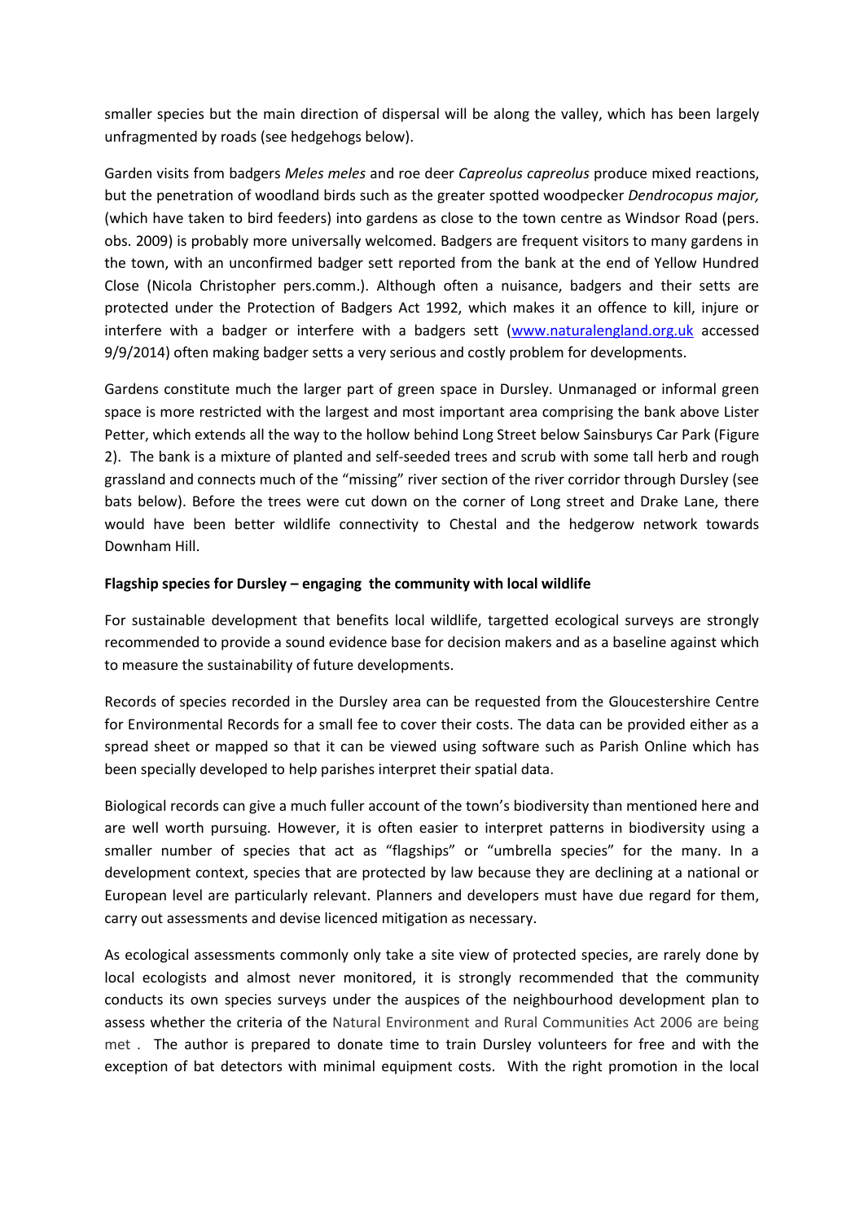smaller species but the main direction of dispersal will be along the valley, which has been largely unfragmented by roads (see hedgehogs below).

Garden visits from badgers *Meles meles* and roe deer *Capreolus capreolus* produce mixed reactions, but the penetration of woodland birds such as the greater spotted woodpecker *Dendrocopus major,* (which have taken to bird feeders) into gardens as close to the town centre as Windsor Road (pers. obs. 2009) is probably more universally welcomed. Badgers are frequent visitors to many gardens in the town, with an unconfirmed badger sett reported from the bank at the end of Yellow Hundred Close (Nicola Christopher pers.comm.). Although often a nuisance, badgers and their setts are protected under the Protection of Badgers Act 1992, which makes it an offence to kill, injure or interfere with a badger or interfere with a badgers sett ([www.naturalengland.org.uk](http://www.naturalengland.org.uk) accessed 9/9/2014) often making badger setts a very serious and costly problem for developments.

Gardens constitute much the larger part of green space in Dursley. Unmanaged or informal green space is more restricted with the largest and most important area comprising the bank above Lister Petter, which extends all the way to the hollow behind Long Street below Sainsburys Car Park (Figure 2). The bank is a mixture of planted and self-seeded trees and scrub with some tall herb and rough grassland and connects much of the "missing" river section of the river corridor through Dursley (see bats below). Before the trees were cut down on the corner of Long street and Drake Lane, there would have been better wildlife connectivity to Chestal and the hedgerow network towards Downham Hill.

**Flagship species for Dursley – engaging the community with local wildlife**

For sustainable development that benefits local wildlife, targetted ecological surveys are strongly recommended to provide a sound evidence base for decision makers and as a baseline against which to measure the sustainability of future developments.

Records of species recorded in the Dursley area can be requested from the Gloucestershire Centre for Environmental Records for a small fee to cover their costs. The data can be provided either as a spread sheet or mapped so that it can be viewed using software such as Parish Online which has been specially developed to help parishes interpret their spatial data.

Biological records can give a much fuller account of the town's biodiversity than mentioned here and are well worth pursuing. However, it is often easier to interpret patterns in biodiversity using a smaller number of species that act as "flagships" or "umbrella species" for the many. In a development context, species that are protected by law because they are declining at a national or European level are particularly relevant. Planners and developers must have due regard for them, carry out assessments and devise licenced mitigation as necessary.

As ecological assessments commonly only take a site view of protected species, are rarely done by local ecologists and almost never monitored, it is strongly recommended that the community conducts its own species surveys under the auspices of the neighbourhood development plan to assess whether the criteria of the Natural Environment and Rural Communities Act 2006 are being met . The author is prepared to donate time to train Dursley volunteers for free and with the exception of bat detectors with minimal equipment costs. With the right promotion in the local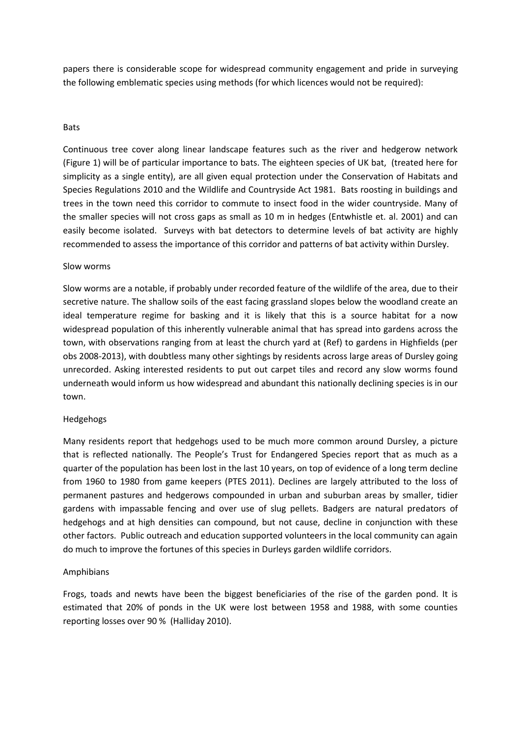papers there is considerable scope for widespread community engagement and pride in surveying the following emblematic species using methods (for which licences would not be required):

### Bats

Continuous tree cover along linear landscape features such as the river and hedgerow network (Figure 1) will be of particular importance to bats. The eighteen species of UK bat, (treated here for simplicity as a single entity), are all given equal protection under the Conservation of Habitats and Species Regulations 2010 and the Wildlife and Countryside Act 1981. Bats roosting in buildings and trees in the town need this corridor to commute to insect food in the wider countryside. Many of the smaller species will not cross gaps as small as 10 m in hedges (Entwhistle et. al. 2001) and can easily become isolated. Surveys with bat detectors to determine levels of bat activity are highly recommended to assess the importance of this corridor and patterns of bat activity within Dursley.

### Slow worms

Slow worms are a notable, if probably under recorded feature of the wildlife of the area, due to their secretive nature. The shallow soils of the east facing grassland slopes below the woodland create an ideal temperature regime for basking and it is likely that this is a source habitat for a now widespread population of this inherently vulnerable animal that has spread into gardens across the town, with observations ranging from at least the church yard at (Ref) to gardens in Highfields (per obs 2008-2013), with doubtless many other sightings by residents across large areas of Dursley going unrecorded. Asking interested residents to put out carpet tiles and record any slow worms found underneath would inform us how widespread and abundant this nationally declining species is in our town.

### Hedgehogs

Many residents report that hedgehogs used to be much more common around Dursley, a picture that is reflected nationally. The People's Trust for Endangered Species report that as much as a quarter of the population has been lost in the last 10 years, on top of evidence of a long term decline from 1960 to 1980 from game keepers (PTES 2011). Declines are largely attributed to the loss of permanent pastures and hedgerows compounded in urban and suburban areas by smaller, tidier gardens with impassable fencing and over use of slug pellets. Badgers are natural predators of hedgehogs and at high densities can compound, but not cause, decline in conjunction with these other factors. Public outreach and education supported volunteers in the local community can again do much to improve the fortunes of this species in Durleys garden wildlife corridors.

### Amphibians

Frogs, toads and newts have been the biggest beneficiaries of the rise of the garden pond. It is estimated that 20% of ponds in the UK were lost between 1958 and 1988, with some counties reporting losses over 90 % (Halliday 2010).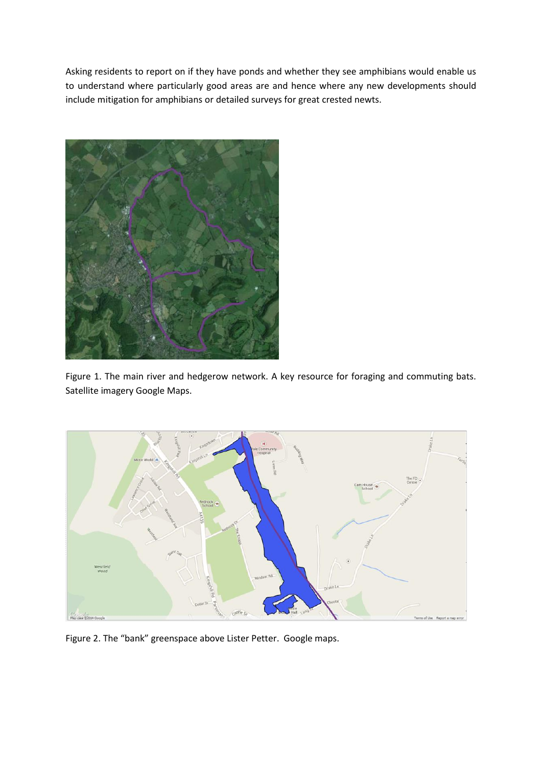Asking residents to report on if they have ponds and whether they see amphibians would enable us to understand where particularly good areas are and hence where any new developments should include mitigation for amphibians or detailed surveys for great crested newts.

Figure 1. The main river and hedgerow network. A key resource for foraging and commuting bats. Satellite imagery Google Maps.

Figure 2. The "bank" greenspace above Lister Petter. Google maps.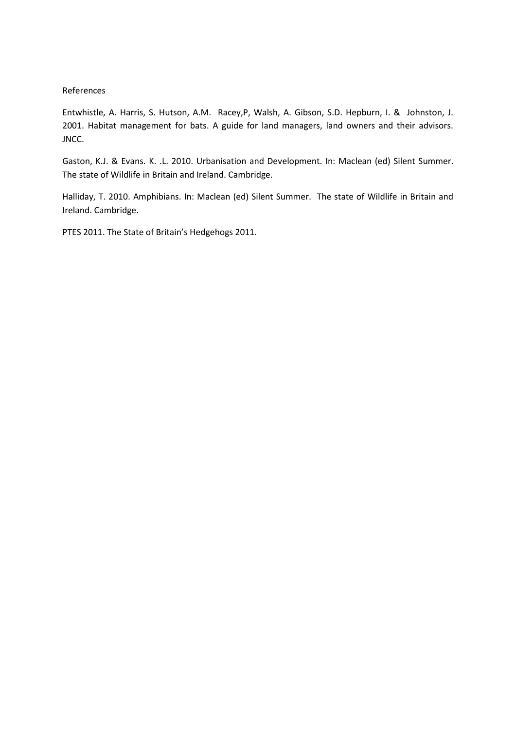References

Entwhistle, A. Harris, S. Hutson, A.M. Racey,P, Walsh, A. Gibson, S.D. Hepburn, I. & Johnston, J. 2001. Habitat management for bats. A guide for land managers, land owners and their advisors. JNCC.

Gaston, K.J. & Evans. K. .L. 2010. Urbanisation and Development. In: Maclean (ed) Silent Summer. The state of Wildlife in Britain and Ireland. Cambridge.

Halliday, T. 2010. Amphibians. In: Maclean (ed) Silent Summer. The state of Wildlife in Britain and Ireland. Cambridge.

PTES 2011. The State of Britain's Hedgehogs 2011.